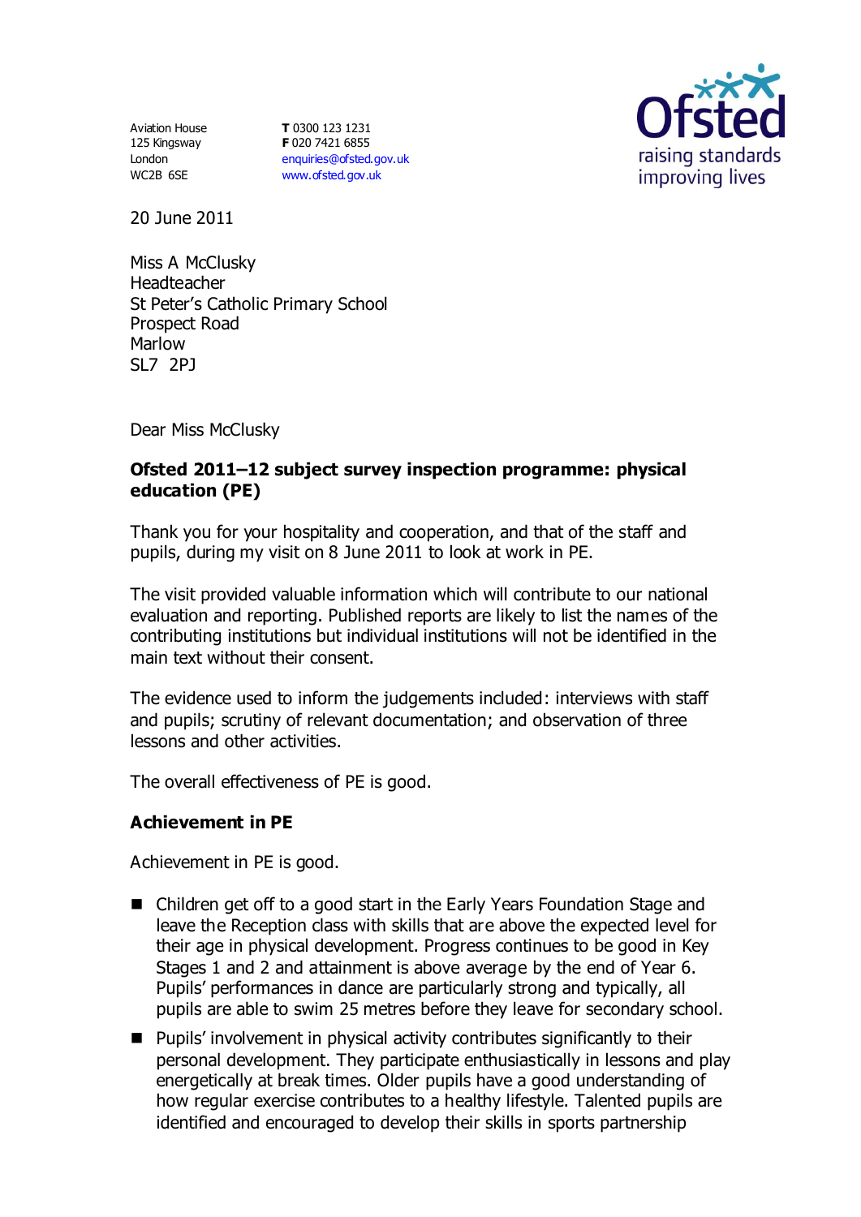Aviation House
125 Kingsway
London
WC2B 6SE

**T** 0300 123 1231
**F** 020 7421 6855
enquiries@ofsted.gov.uk
www.ofsted.gov.uk

20 June 2011

Miss A McClusky
Headteacher
St Peter's Catholic Primary School
Prospect Road
Marlow
SL7 2PJ

Dear Miss McClusky

**Ofsted 2011–12 subject survey inspection programme: physical education (PE)**

Thank you for your hospitality and cooperation, and that of the staff and pupils, during my visit on 8 June 2011 to look at work in PE.

The visit provided valuable information which will contribute to our national evaluation and reporting. Published reports are likely to list the names of the contributing institutions but individual institutions will not be identified in the main text without their consent.

The evidence used to inform the judgements included: interviews with staff and pupils; scrutiny of relevant documentation; and observation of three lessons and other activities.

The overall effectiveness of PE is good.

**Achievement in PE**

Achievement in PE is good.

- Children get off to a good start in the Early Years Foundation Stage and leave the Reception class with skills that are above the expected level for their age in physical development. Progress continues to be good in Key Stages 1 and 2 and attainment is above average by the end of Year 6. Pupils' performances in dance are particularly strong and typically, all pupils are able to swim 25 metres before they leave for secondary school.
- Pupils' involvement in physical activity contributes significantly to their personal development. They participate enthusiastically in lessons and play energetically at break times. Older pupils have a good understanding of how regular exercise contributes to a healthy lifestyle. Talented pupils are identified and encouraged to develop their skills in sports partnership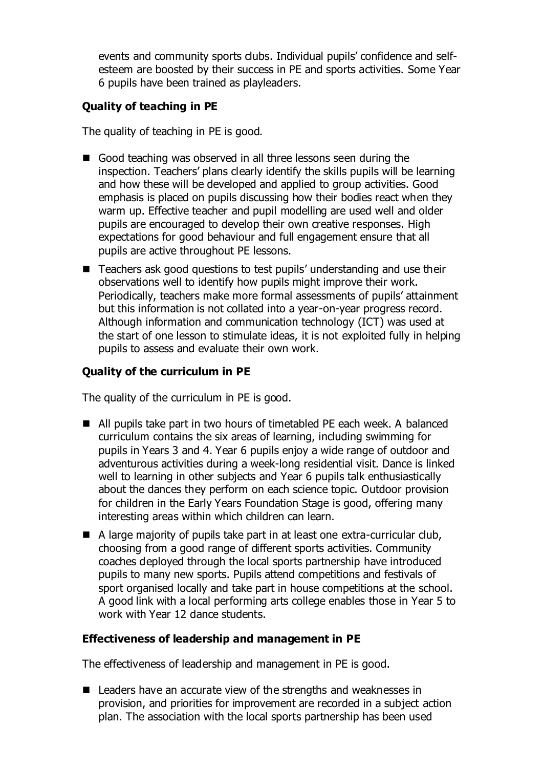events and community sports clubs. Individual pupils' confidence and self-esteem are boosted by their success in PE and sports activities. Some Year 6 pupils have been trained as playleaders.

### Quality of teaching in PE

The quality of teaching in PE is good.

- Good teaching was observed in all three lessons seen during the inspection. Teachers' plans clearly identify the skills pupils will be learning and how these will be developed and applied to group activities. Good emphasis is placed on pupils discussing how their bodies react when they warm up. Effective teacher and pupil modelling are used well and older pupils are encouraged to develop their own creative responses. High expectations for good behaviour and full engagement ensure that all pupils are active throughout PE lessons.
- Teachers ask good questions to test pupils' understanding and use their observations well to identify how pupils might improve their work. Periodically, teachers make more formal assessments of pupils' attainment but this information is not collated into a year-on-year progress record. Although information and communication technology (ICT) was used at the start of one lesson to stimulate ideas, it is not exploited fully in helping pupils to assess and evaluate their own work.

### Quality of the curriculum in PE

The quality of the curriculum in PE is good.

- All pupils take part in two hours of timetabled PE each week. A balanced curriculum contains the six areas of learning, including swimming for pupils in Years 3 and 4. Year 6 pupils enjoy a wide range of outdoor and adventurous activities during a week-long residential visit. Dance is linked well to learning in other subjects and Year 6 pupils talk enthusiastically about the dances they perform on each science topic. Outdoor provision for children in the Early Years Foundation Stage is good, offering many interesting areas within which children can learn.
- A large majority of pupils take part in at least one extra-curricular club, choosing from a good range of different sports activities. Community coaches deployed through the local sports partnership have introduced pupils to many new sports. Pupils attend competitions and festivals of sport organised locally and take part in house competitions at the school. A good link with a local performing arts college enables those in Year 5 to work with Year 12 dance students.

### Effectiveness of leadership and management in PE

The effectiveness of leadership and management in PE is good.

- Leaders have an accurate view of the strengths and weaknesses in provision, and priorities for improvement are recorded in a subject action plan. The association with the local sports partnership has been used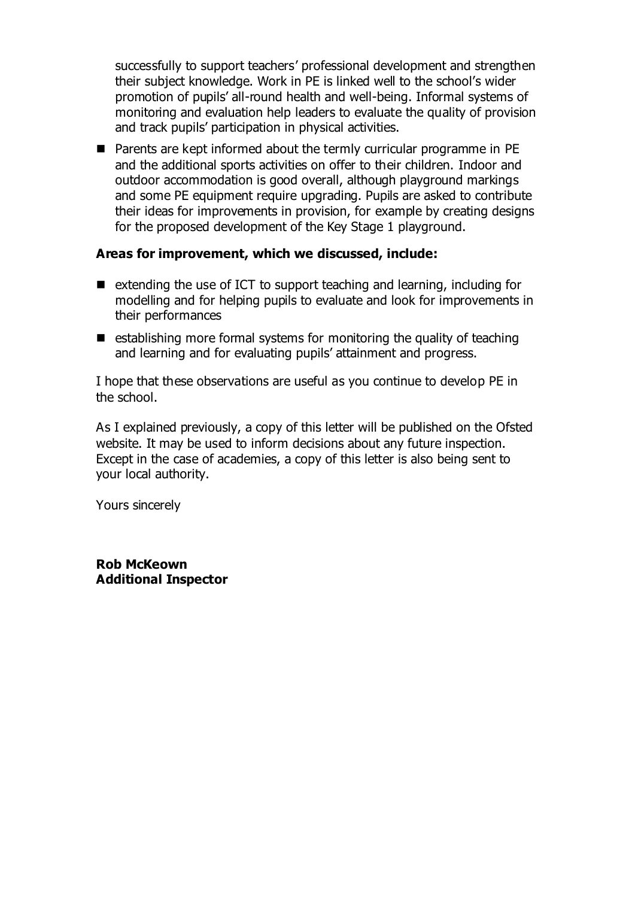successfully to support teachers' professional development and strengthen their subject knowledge. Work in PE is linked well to the school's wider promotion of pupils' all-round health and well-being. Informal systems of monitoring and evaluation help leaders to evaluate the quality of provision and track pupils' participation in physical activities.

- Parents are kept informed about the termly curricular programme in PE and the additional sports activities on offer to their children. Indoor and outdoor accommodation is good overall, although playground markings and some PE equipment require upgrading. Pupils are asked to contribute their ideas for improvements in provision, for example by creating designs for the proposed development of the Key Stage 1 playground.

**Areas for improvement, which we discussed, include:**

- extending the use of ICT to support teaching and learning, including for modelling and for helping pupils to evaluate and look for improvements in their performances
- establishing more formal systems for monitoring the quality of teaching and learning and for evaluating pupils' attainment and progress.

I hope that these observations are useful as you continue to develop PE in the school.

As I explained previously, a copy of this letter will be published on the Ofsted website. It may be used to inform decisions about any future inspection. Except in the case of academies, a copy of this letter is also being sent to your local authority.

Yours sincerely

**Rob McKeown**
**Additional Inspector**